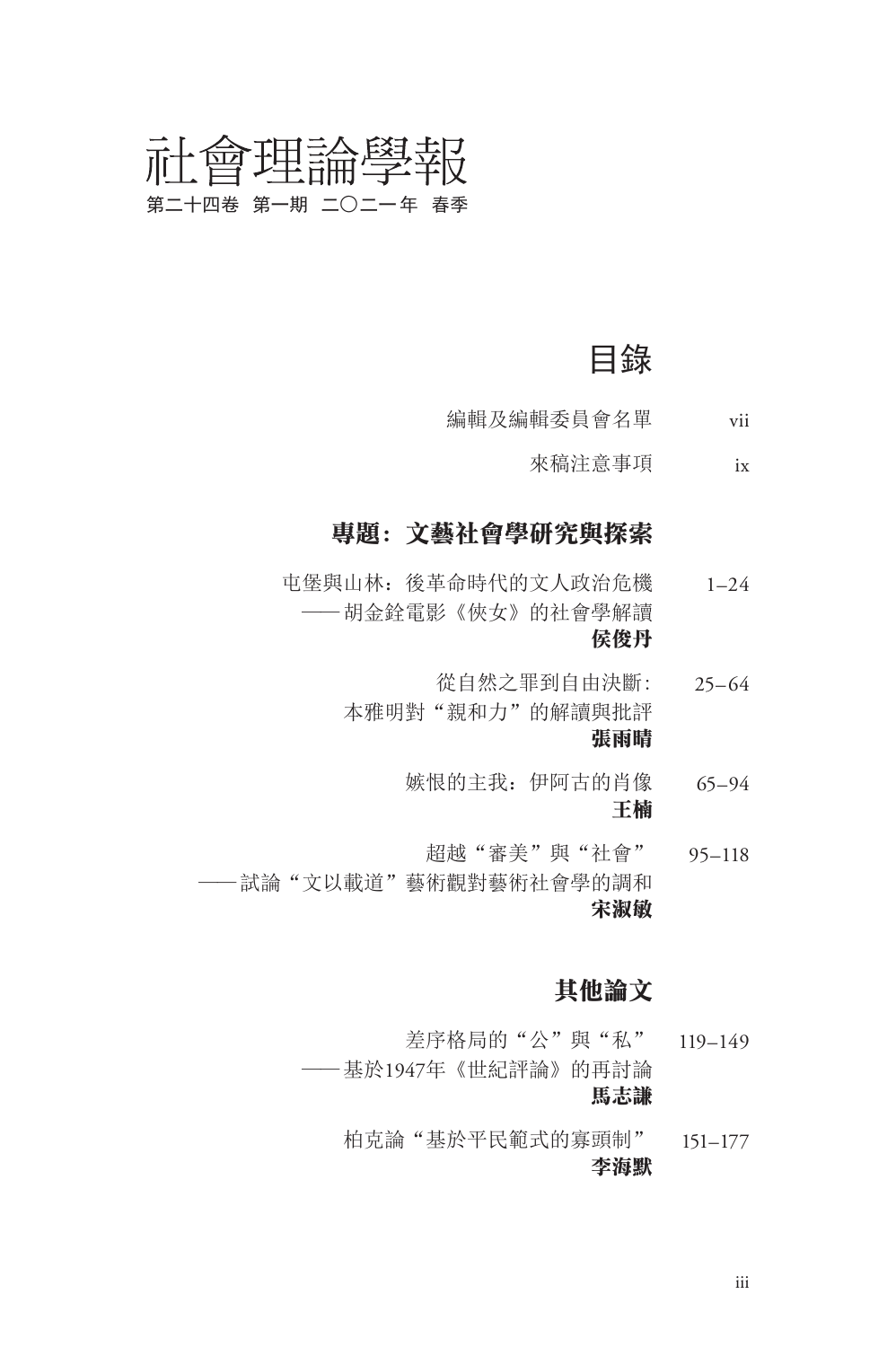# 社會理論學報

**第二十四卷 第一期 二〇二一年 春季**

## 目錄

編輯及編輯委員會名單 vii

來稿注意事項 ix

### 專題：文藝社會學研究與探索

屯堡與山林：後革命時代的文人政治危機——胡金銓電影《俠女》的社會學解讀 1–24
**侯俊丹**

從自然之罪到自由決斷：本雅明對“親和力”的解讀與批評 25–64
**張雨晴**

嫉恨的主我：伊阿古的肖像 65–94
**王楠**

超越“審美”與“社會”——試論“文以載道”藝術觀對藝術社會學的調和 95–118
**宋淑敏**

### 其他論文

差序格局的“公”與“私”——基於1947年《世紀評論》的再討論 119–149
**馬志謙**

柏克論“基於平民範式的寡頭制” 151–177
**李海默**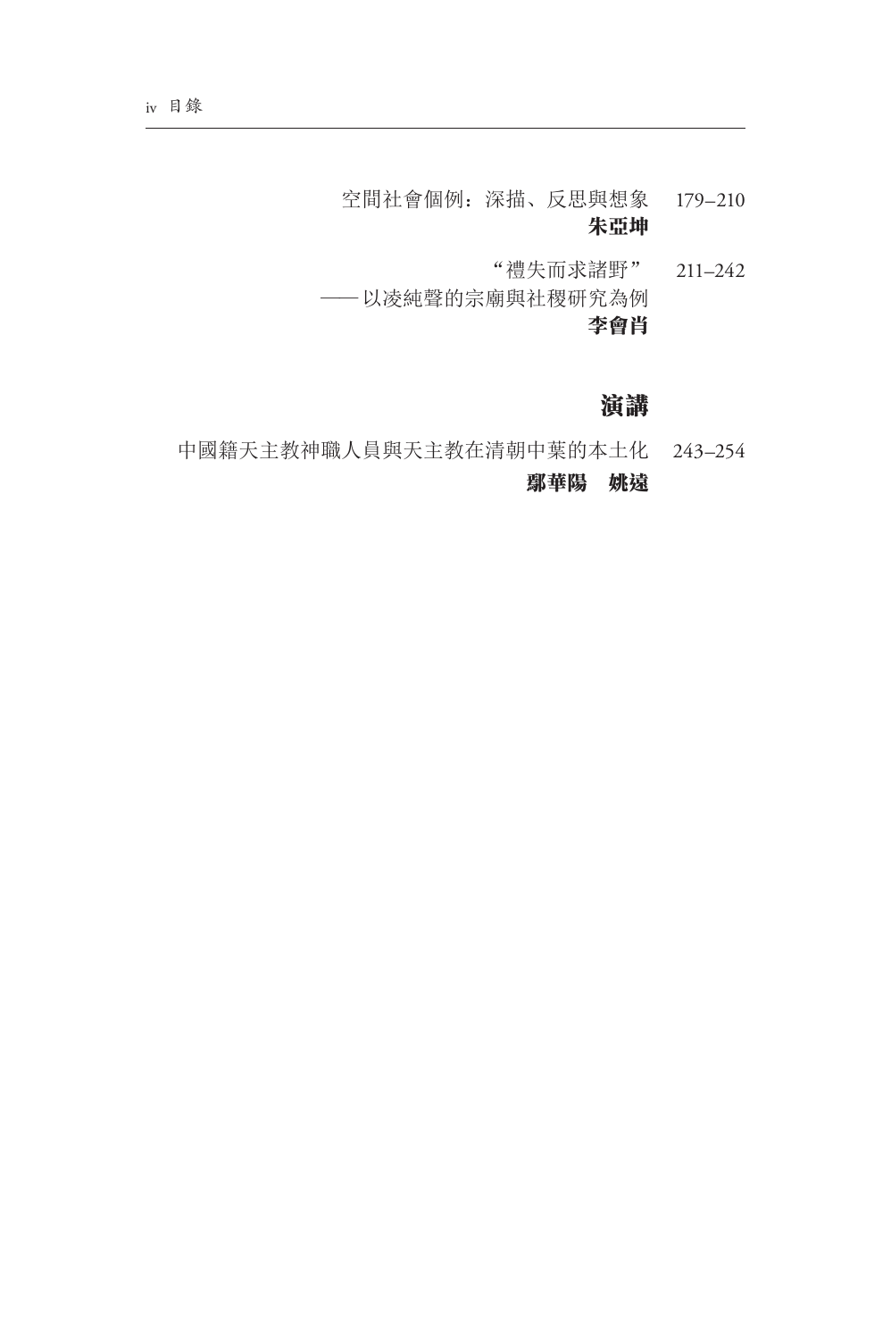空間社會個例：深描、反思與想象　179–210
**朱亞坤**

“禮失而求諸野”　211–242
—— 以凌純聲的宗廟與社稷研究為例
**李會肖**

## 演講

中國籍天主教神職人員與天主教在清朝中葉的本土化　243–254
**鄒華陽　姚遠**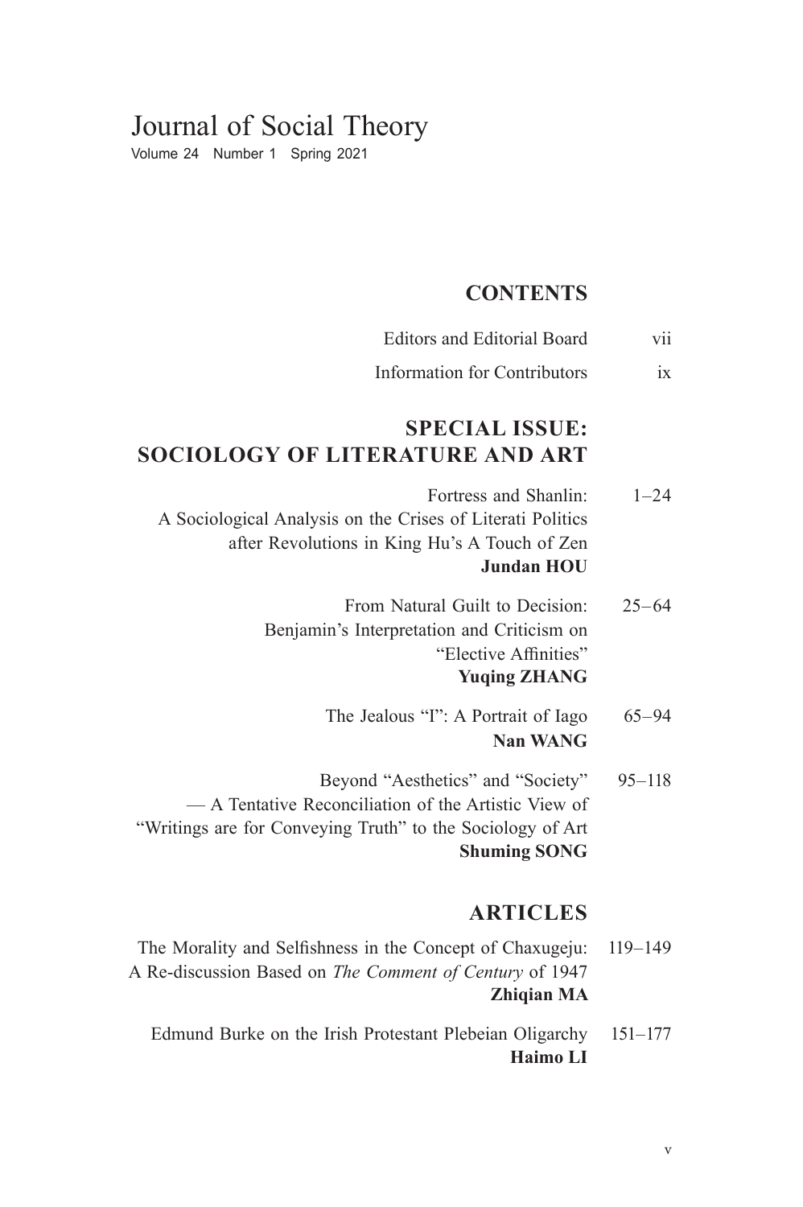# Journal of Social Theory

Volume 24 Number 1 Spring 2021

## CONTENTS

Editors and Editorial Board vii

Information for Contributors ix

## SPECIAL ISSUE: SOCIOLOGY OF LITERATURE AND ART

Fortress and Shanlin: A Sociological Analysis on the Crises of Literati Politics after Revolutions in King Hu's A Touch of Zen 1–24
**Jundan HOU**

From Natural Guilt to Decision: Benjamin's Interpretation and Criticism on "Elective Affinities" 25–64
**Yuqing ZHANG**

The Jealous "I": A Portrait of Iago 65–94
**Nan WANG**

Beyond "Aesthetics" and "Society" — A Tentative Reconciliation of the Artistic View of "Writings are for Conveying Truth" to the Sociology of Art 95–118
**Shuming SONG**

## ARTICLES

The Morality and Selfishness in the Concept of Chaxugeju: A Re-discussion Based on *The Comment of Century* of 1947 119–149
**Zhiqian MA**

Edmund Burke on the Irish Protestant Plebeian Oligarchy 151–177
**Haimo LI**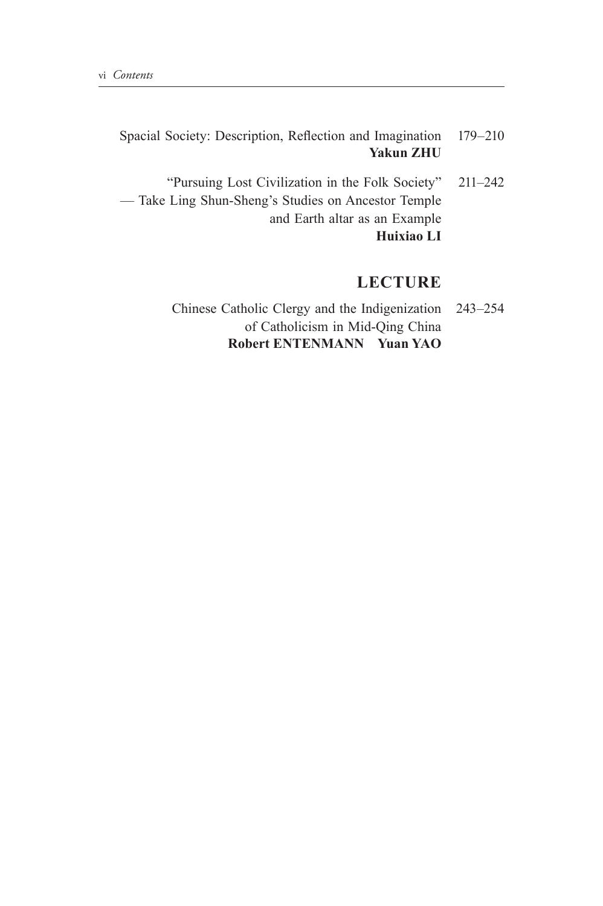Spacial Society: Description, Reflection and Imagination 179–210
**Yakun ZHU**

"Pursuing Lost Civilization in the Folk Society" — Take Ling Shun-Sheng's Studies on Ancestor Temple and Earth altar as an Example 211–242
**Huixiao LI**

## LECTURE

Chinese Catholic Clergy and the Indigenization of Catholicism in Mid-Qing China 243–254
**Robert ENTENMANN Yuan YAO**